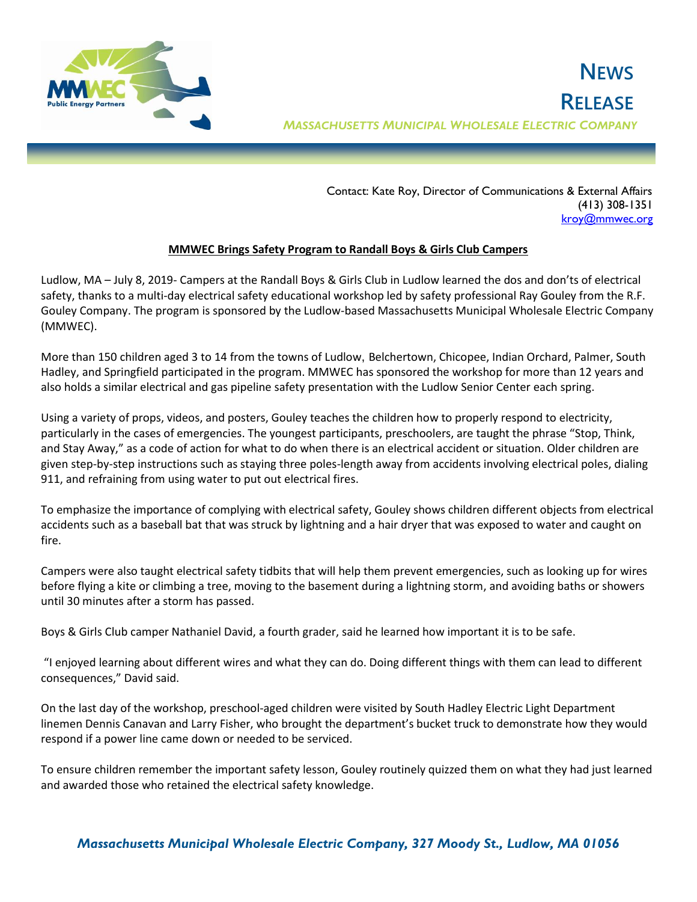# NEWS RELEASE

*MASSACHUSETTS MUNICIPAL WHOLESALE ELECTRIC COMPANY*

Contact: Kate Roy, Director of Communications & External Affairs
(413) 308-1351
kroy@mmwec.org

**MMWEC Brings Safety Program to Randall Boys & Girls Club Campers**

Ludlow, MA – July 8, 2019- Campers at the Randall Boys & Girls Club in Ludlow learned the dos and don'ts of electrical safety, thanks to a multi-day electrical safety educational workshop led by safety professional Ray Gouley from the R.F. Gouley Company. The program is sponsored by the Ludlow-based Massachusetts Municipal Wholesale Electric Company (MMWEC).

More than 150 children aged 3 to 14 from the towns of Ludlow, Belchertown, Chicopee, Indian Orchard, Palmer, South Hadley, and Springfield participated in the program. MMWEC has sponsored the workshop for more than 12 years and also holds a similar electrical and gas pipeline safety presentation with the Ludlow Senior Center each spring.

Using a variety of props, videos, and posters, Gouley teaches the children how to properly respond to electricity, particularly in the cases of emergencies. The youngest participants, preschoolers, are taught the phrase "Stop, Think, and Stay Away," as a code of action for what to do when there is an electrical accident or situation. Older children are given step-by-step instructions such as staying three poles-length away from accidents involving electrical poles, dialing 911, and refraining from using water to put out electrical fires.

To emphasize the importance of complying with electrical safety, Gouley shows children different objects from electrical accidents such as a baseball bat that was struck by lightning and a hair dryer that was exposed to water and caught on fire.

Campers were also taught electrical safety tidbits that will help them prevent emergencies, such as looking up for wires before flying a kite or climbing a tree, moving to the basement during a lightning storm, and avoiding baths or showers until 30 minutes after a storm has passed.

Boys & Girls Club camper Nathaniel David, a fourth grader, said he learned how important it is to be safe.

"I enjoyed learning about different wires and what they can do. Doing different things with them can lead to different consequences," David said.

On the last day of the workshop, preschool-aged children were visited by South Hadley Electric Light Department linemen Dennis Canavan and Larry Fisher, who brought the department's bucket truck to demonstrate how they would respond if a power line came down or needed to be serviced.

To ensure children remember the important safety lesson, Gouley routinely quizzed them on what they had just learned and awarded those who retained the electrical safety knowledge.

*Massachusetts Municipal Wholesale Electric Company, 327 Moody St., Ludlow, MA 01056*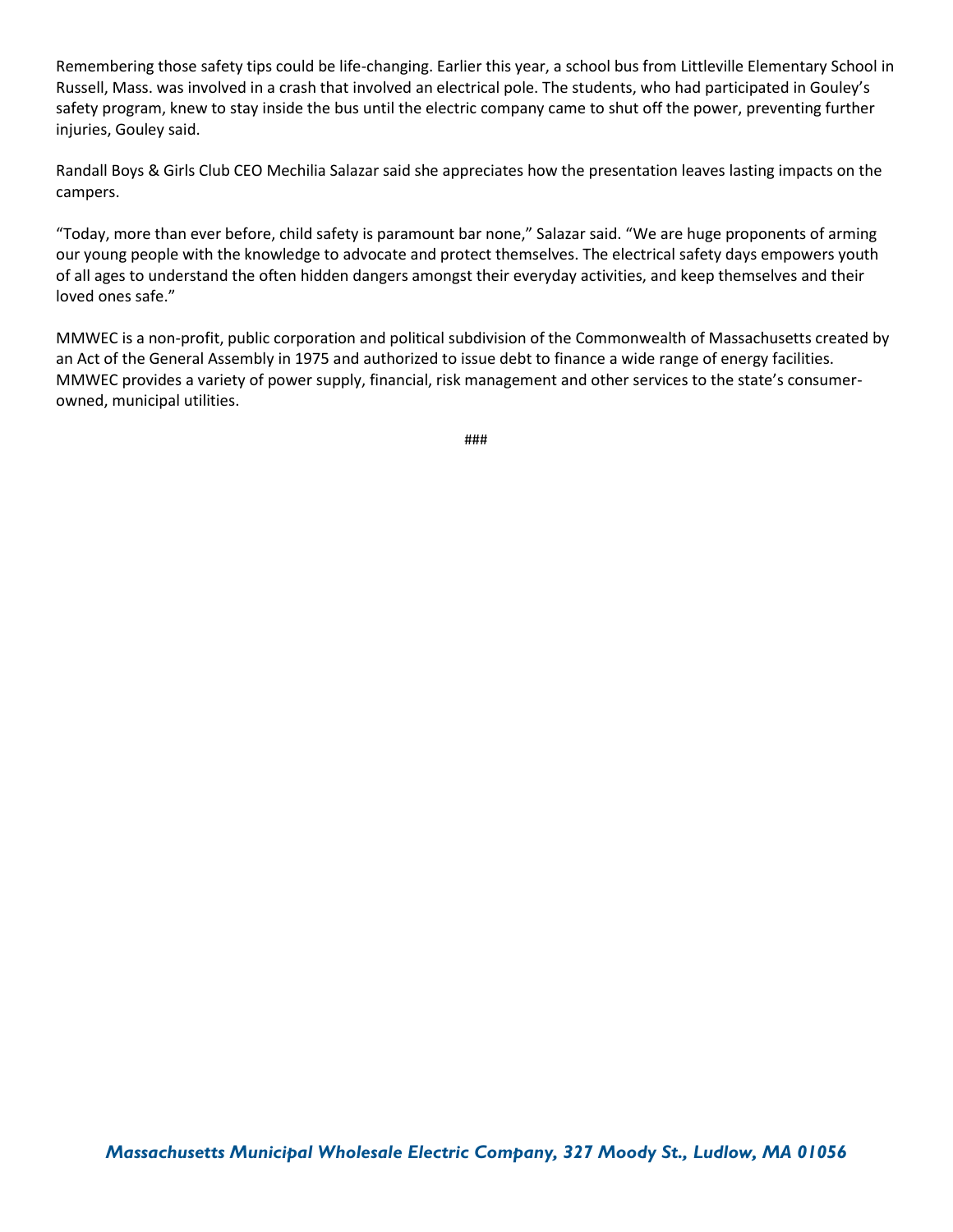Remembering those safety tips could be life-changing. Earlier this year, a school bus from Littleville Elementary School in Russell, Mass. was involved in a crash that involved an electrical pole. The students, who had participated in Gouley's safety program, knew to stay inside the bus until the electric company came to shut off the power, preventing further injuries, Gouley said.

Randall Boys & Girls Club CEO Mechilia Salazar said she appreciates how the presentation leaves lasting impacts on the campers.

"Today, more than ever before, child safety is paramount bar none," Salazar said. "We are huge proponents of arming our young people with the knowledge to advocate and protect themselves. The electrical safety days empowers youth of all ages to understand the often hidden dangers amongst their everyday activities, and keep themselves and their loved ones safe."

MMWEC is a non-profit, public corporation and political subdivision of the Commonwealth of Massachusetts created by an Act of the General Assembly in 1975 and authorized to issue debt to finance a wide range of energy facilities. MMWEC provides a variety of power supply, financial, risk management and other services to the state's consumer-owned, municipal utilities.

###

***Massachusetts Municipal Wholesale Electric Company, 327 Moody St., Ludlow, MA 01056***